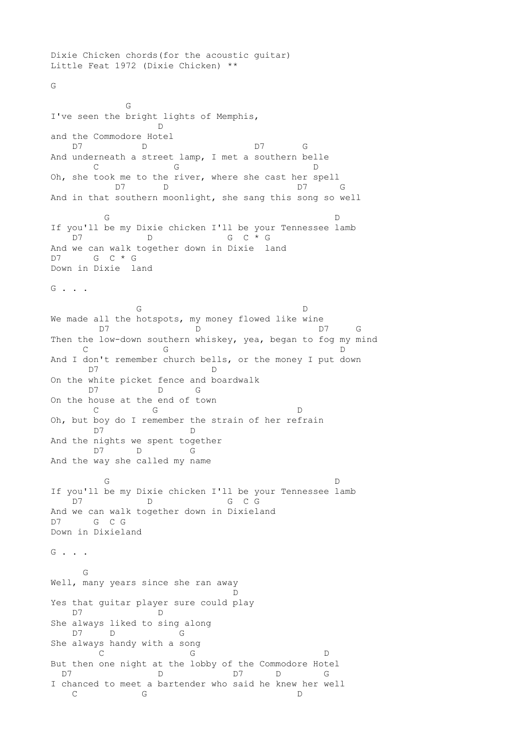```
Dixie Chicken chords(for the acoustic guitar)
Little Feat 1972 (Dixie Chicken) **

G

              G
I've seen the bright lights of Memphis,
                 D
and the Commodore Hotel
    D7          D                     D7       G
And underneath a street lamp, I met a southern belle
      C              G                          D
Oh, she took me to the river, where she cast her spell
          D7       D                        D7      G
And in that southern moonlight, she sang this song so well

        G                                          D
If you'll be my Dixie chicken I'll be your Tennessee lamb
   D7           D              G  C * G
And we can walk together down in Dixie  land
D7      G  C * G
Down in Dixie  land

G . . .

               G                            D
We made all the hotspots, my money flowed like wine
       D7              D                      D7     G
Then the low-down southern whiskey, yea, began to fog my mind
     C            G                                 D
And I don't remember church bells, or the money I put down
     D7                   D
On the white picket fence and boardwalk
     D7          D      G
On the house at the end of town
      C          G                         D
Oh, but boy do I remember the strain of her refrain
      D7              D
And the nights we spent together
      D7      D        G
And the way she called my name

        G                                          D
If you'll be my Dixie chicken I'll be your Tennessee lamb
   D7           D              G  C G
And we can walk together down in Dixieland
D7      G  C G
Down in Dixieland

G . . .

     G
Well, many years since she ran away
                                D
Yes that guitar player sure could play
   D7             D
She always liked to sing along
   D7     D          G
She always handy with a song
       C              G                       D
But then one night at the lobby of the Commodore Hotel
  D7              D            D7      D       G
I chanced to meet a bartender who said he knew her well
   C            G                          D
```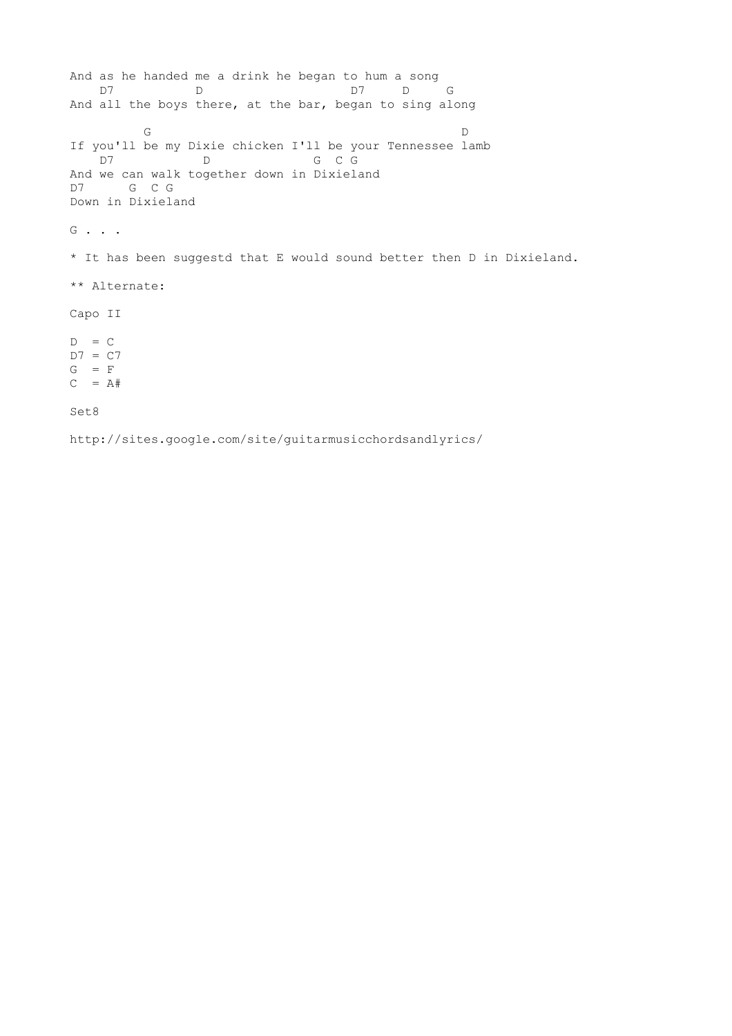```
And as he handed me a drink he began to hum a song
    D7           D                    D7     D     G
And all the boys there, at the bar, began to sing along

          G                                           D
If you'll be my Dixie chicken I'll be your Tennessee lamb
    D7            D             G  C G
And we can walk together down in Dixieland
D7      G  C G
Down in Dixieland

G . . .
```

* It has been suggestd that E would sound better then D in Dixieland.

** Alternate:

Capo II

```
D  = C
D7 = C7
G  = F
C  = A#
```

Set8

http://sites.google.com/site/guitarmusicchordsandlyrics/